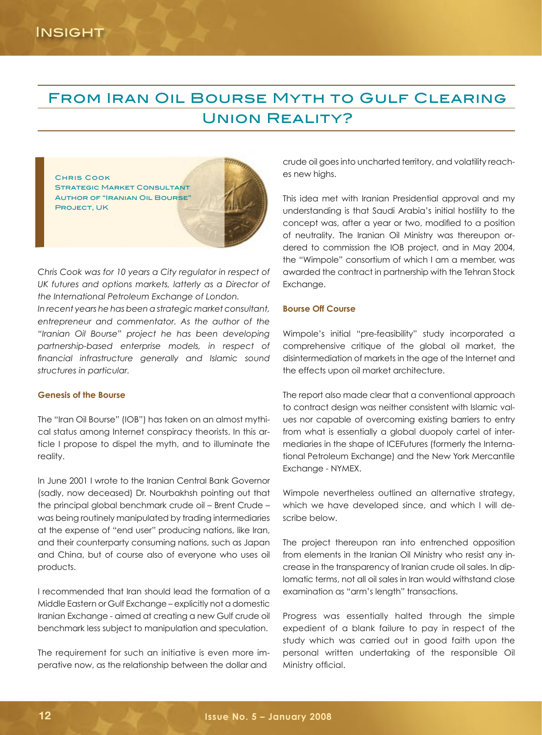# From Iran Oil Bourse Myth to Gulf Clearing Union Reality?

**Chris Cook**
**Strategic Market Consultant**
**Author of "Iranian Oil Bourse" Project, UK**

*Chris Cook was for 10 years a City regulator in respect of UK futures and options markets, latterly as a Director of the International Petroleum Exchange of London.*

*In recent years he has been a strategic market consultant, entrepreneur and commentator. As the author of the "Iranian Oil Bourse" project he has been developing partnership-based enterprise models, in respect of financial infrastructure generally and Islamic sound structures in particular.*

### Genesis of the Bourse

The "Iran Oil Bourse" (IOB") has taken on an almost mythical status among Internet conspiracy theorists. In this article I propose to dispel the myth, and to illuminate the reality.

In June 2001 I wrote to the Iranian Central Bank Governor (sadly, now deceased) Dr. Nourbakhsh pointing out that the principal global benchmark crude oil – Brent Crude – was being routinely manipulated by trading intermediaries at the expense of "end user" producing nations, like Iran, and their counterparty consuming nations, such as Japan and China, but of course also of everyone who uses oil products.

I recommended that Iran should lead the formation of a Middle Eastern or Gulf Exchange – explicitly not a domestic Iranian Exchange - aimed at creating a new Gulf crude oil benchmark less subject to manipulation and speculation.

The requirement for such an initiative is even more imperative now, as the relationship between the dollar and crude oil goes into uncharted territory, and volatility reaches new highs.

This idea met with Iranian Presidential approval and my understanding is that Saudi Arabia's initial hostility to the concept was, after a year or two, modified to a position of neutrality. The Iranian Oil Ministry was thereupon ordered to commission the IOB project, and in May 2004, the "Wimpole" consortium of which I am a member, was awarded the contract in partnership with the Tehran Stock Exchange.

### Bourse Off Course

Wimpole's initial "pre-feasibility" study incorporated a comprehensive critique of the global oil market, the disintermediation of markets in the age of the Internet and the effects upon oil market architecture.

The report also made clear that a conventional approach to contract design was neither consistent with Islamic values nor capable of overcoming existing barriers to entry from what is essentially a global duopoly cartel of intermediaries in the shape of ICEFutures (formerly the International Petroleum Exchange) and the New York Mercantile Exchange - NYMEX.

Wimpole nevertheless outlined an alternative strategy, which we have developed since, and which I will describe below.

The project thereupon ran into entrenched opposition from elements in the Iranian Oil Ministry who resist any increase in the transparency of Iranian crude oil sales. In diplomatic terms, not all oil sales in Iran would withstand close examination as "arm's length" transactions.

Progress was essentially halted through the simple expedient of a blank failure to pay in respect of the study which was carried out in good faith upon the personal written undertaking of the responsible Oil Ministry official.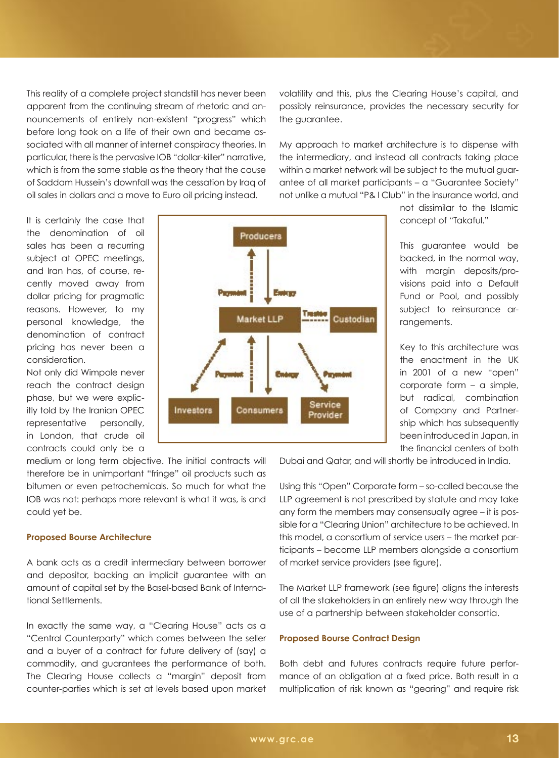This reality of a complete project standstill has never been apparent from the continuing stream of rhetoric and announcements of entirely non-existent "progress" which before long took on a life of their own and became associated with all manner of internet conspiracy theories. In particular, there is the pervasive IOB "dollar-killer" narrative, which is from the same stable as the theory that the cause of Saddam Hussein's downfall was the cessation by Iraq of oil sales in dollars and a move to Euro oil pricing instead.

It is certainly the case that the denomination of oil sales has been a recurring subject at OPEC meetings, and Iran has, of course, recently moved away from dollar pricing for pragmatic reasons. However, to my personal knowledge, the denomination of contract pricing has never been a consideration.

Not only did Wimpole never reach the contract design phase, but we were explicitly told by the Iranian OPEC representative personally, in London, that crude oil contracts could only be a medium or long term objective. The initial contracts will therefore be in unimportant "fringe" oil products such as bitumen or even petrochemicals. So much for what the IOB was not: perhaps more relevant is what it was, is and could yet be.

### Proposed Bourse Architecture

A bank acts as a credit intermediary between borrower and depositor, backing an implicit guarantee with an amount of capital set by the Basel-based Bank of International Settlements.

In exactly the same way, a "Clearing House" acts as a "Central Counterparty" which comes between the seller and a buyer of a contract for future delivery of (say) a commodity, and guarantees the performance of both. The Clearing House collects a "margin" deposit from counter-parties which is set at levels based upon market volatility and this, plus the Clearing House's capital, and possibly reinsurance, provides the necessary security for the guarantee.

My approach to market architecture is to dispense with the intermediary, and instead all contracts taking place within a market network will be subject to the mutual guarantee of all market participants – a "Guarantee Society" not unlike a mutual "P& I Club" in the insurance world, and not dissimilar to the Islamic concept of "Takaful."

This guarantee would be backed, in the normal way, with margin deposits/provisions paid into a Default Fund or Pool, and possibly subject to reinsurance arrangements.

Key to this architecture was the enactment in the UK in 2001 of a new "open" corporate form – a simple, but radical, combination of Company and Partnership which has subsequently been introduced in Japan, in the financial centers of both Dubai and Qatar, and will shortly be introduced in India.

Using this "Open" Corporate form – so-called because the LLP agreement is not prescribed by statute and may take any form the members may consensually agree – it is possible for a "Clearing Union" architecture to be achieved. In this model, a consortium of service users – the market participants – become LLP members alongside a consortium of market service providers (see figure).

The Market LLP framework (see figure) aligns the interests of all the stakeholders in an entirely new way through the use of a partnership between stakeholder consortia.

### Proposed Bourse Contract Design

Both debt and futures contracts require future performance of an obligation at a fixed price. Both result in a multiplication of risk known as "gearing" and require risk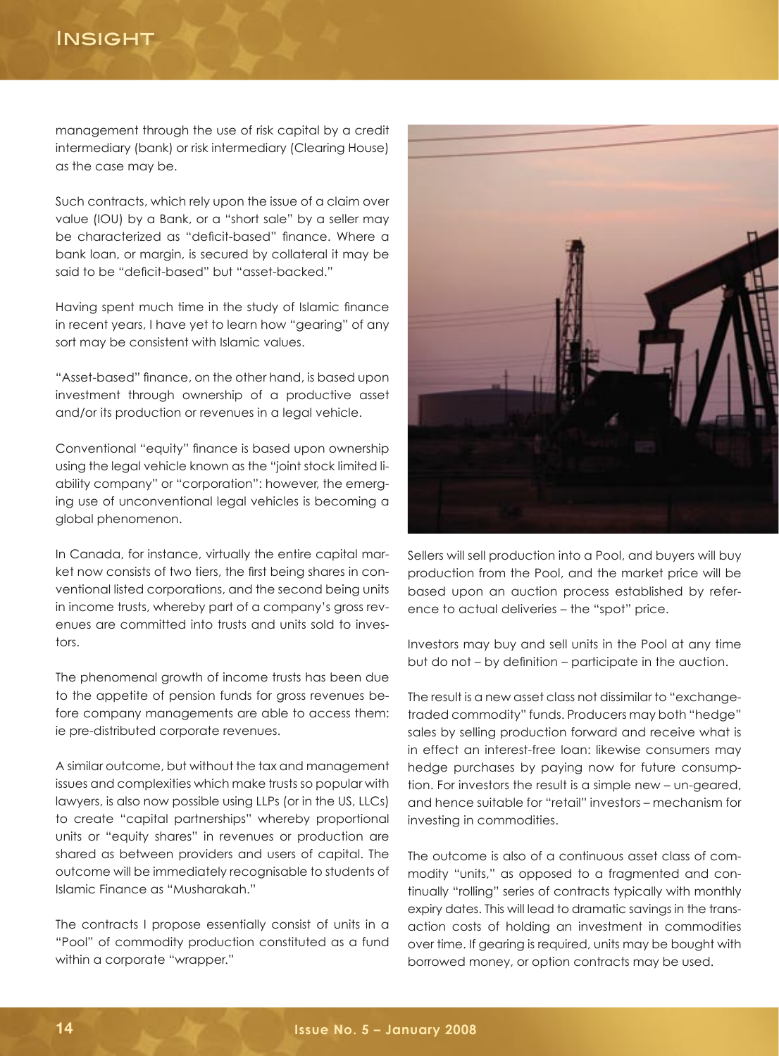management through the use of risk capital by a credit intermediary (bank) or risk intermediary (Clearing House) as the case may be.

Such contracts, which rely upon the issue of a claim over value (IOU) by a Bank, or a "short sale" by a seller may be characterized as "deficit-based" finance. Where a bank loan, or margin, is secured by collateral it may be said to be "deficit-based" but "asset-backed."

Having spent much time in the study of Islamic finance in recent years, I have yet to learn how "gearing" of any sort may be consistent with Islamic values.

"Asset-based" finance, on the other hand, is based upon investment through ownership of a productive asset and/or its production or revenues in a legal vehicle.

Conventional "equity" finance is based upon ownership using the legal vehicle known as the "joint stock limited liability company" or "corporation": however, the emerging use of unconventional legal vehicles is becoming a global phenomenon.

In Canada, for instance, virtually the entire capital market now consists of two tiers, the first being shares in conventional listed corporations, and the second being units in income trusts, whereby part of a company's gross revenues are committed into trusts and units sold to investors.

The phenomenal growth of income trusts has been due to the appetite of pension funds for gross revenues before company managements are able to access them: ie pre-distributed corporate revenues.

A similar outcome, but without the tax and management issues and complexities which make trusts so popular with lawyers, is also now possible using LLPs (or in the US, LLCs) to create "capital partnerships" whereby proportional units or "equity shares" in revenues or production are shared as between providers and users of capital. The outcome will be immediately recognisable to students of Islamic Finance as "Musharakah."

The contracts I propose essentially consist of units in a "Pool" of commodity production constituted as a fund within a corporate "wrapper."

Sellers will sell production into a Pool, and buyers will buy production from the Pool, and the market price will be based upon an auction process established by reference to actual deliveries – the "spot" price.

Investors may buy and sell units in the Pool at any time but do not – by definition – participate in the auction.

The result is a new asset class not dissimilar to "exchange-traded commodity" funds. Producers may both "hedge" sales by selling production forward and receive what is in effect an interest-free loan: likewise consumers may hedge purchases by paying now for future consumption. For investors the result is a simple new – un-geared, and hence suitable for "retail" investors – mechanism for investing in commodities.

The outcome is also of a continuous asset class of commodity "units," as opposed to a fragmented and continually "rolling" series of contracts typically with monthly expiry dates. This will lead to dramatic savings in the transaction costs of holding an investment in commodities over time. If gearing is required, units may be bought with borrowed money, or option contracts may be used.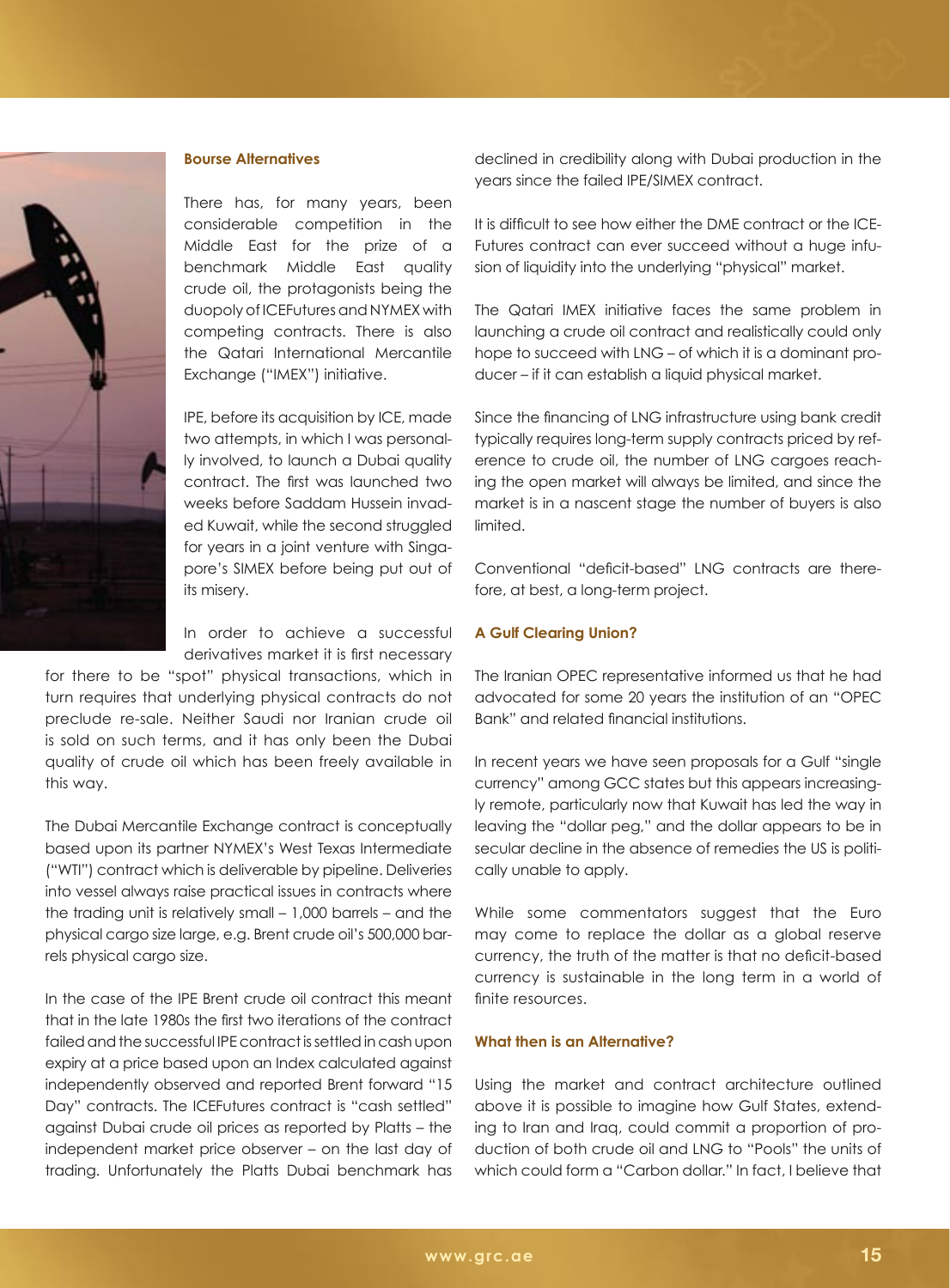### Bourse Alternatives

There has, for many years, been considerable competition in the Middle East for the prize of a benchmark Middle East quality crude oil, the protagonists being the duopoly of ICEFutures and NYMEX with competing contracts. There is also the Qatari International Mercantile Exchange ("IMEX") initiative.

IPE, before its acquisition by ICE, made two attempts, in which I was personally involved, to launch a Dubai quality contract. The first was launched two weeks before Saddam Hussein invaded Kuwait, while the second struggled for years in a joint venture with Singapore's SIMEX before being put out of its misery.

In order to achieve a successful derivatives market it is first necessary for there to be "spot" physical transactions, which in turn requires that underlying physical contracts do not preclude re-sale. Neither Saudi nor Iranian crude oil is sold on such terms, and it has only been the Dubai quality of crude oil which has been freely available in this way.

The Dubai Mercantile Exchange contract is conceptually based upon its partner NYMEX's West Texas Intermediate ("WTI") contract which is deliverable by pipeline. Deliveries into vessel always raise practical issues in contracts where the trading unit is relatively small – 1,000 barrels – and the physical cargo size large, e.g. Brent crude oil's 500,000 barrels physical cargo size.

In the case of the IPE Brent crude oil contract this meant that in the late 1980s the first two iterations of the contract failed and the successful IPE contract is settled in cash upon expiry at a price based upon an Index calculated against independently observed and reported Brent forward "15 Day" contracts. The ICEFutures contract is "cash settled" against Dubai crude oil prices as reported by Platts – the independent market price observer – on the last day of trading. Unfortunately the Platts Dubai benchmark has declined in credibility along with Dubai production in the years since the failed IPE/SIMEX contract.

It is difficult to see how either the DME contract or the ICE-Futures contract can ever succeed without a huge infusion of liquidity into the underlying "physical" market.

The Qatari IMEX initiative faces the same problem in launching a crude oil contract and realistically could only hope to succeed with LNG – of which it is a dominant producer – if it can establish a liquid physical market.

Since the financing of LNG infrastructure using bank credit typically requires long-term supply contracts priced by reference to crude oil, the number of LNG cargoes reaching the open market will always be limited, and since the market is in a nascent stage the number of buyers is also limited.

Conventional "deficit-based" LNG contracts are therefore, at best, a long-term project.

### A Gulf Clearing Union?

The Iranian OPEC representative informed us that he had advocated for some 20 years the institution of an "OPEC Bank" and related financial institutions.

In recent years we have seen proposals for a Gulf "single currency" among GCC states but this appears increasingly remote, particularly now that Kuwait has led the way in leaving the "dollar peg," and the dollar appears to be in secular decline in the absence of remedies the US is politically unable to apply.

While some commentators suggest that the Euro may come to replace the dollar as a global reserve currency, the truth of the matter is that no deficit-based currency is sustainable in the long term in a world of finite resources.

### What then is an Alternative?

Using the market and contract architecture outlined above it is possible to imagine how Gulf States, extending to Iran and Iraq, could commit a proportion of production of both crude oil and LNG to "Pools" the units of which could form a "Carbon dollar." In fact, I believe that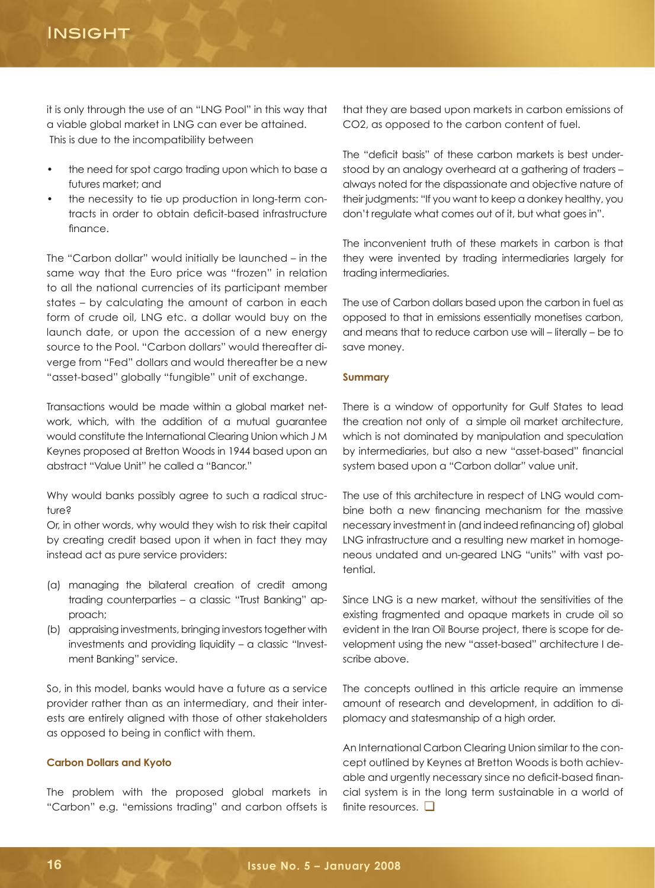it is only through the use of an "LNG Pool" in this way that a viable global market in LNG can ever be attained. This is due to the incompatibility between

- the need for spot cargo trading upon which to base a futures market; and
- the necessity to tie up production in long-term contracts in order to obtain deficit-based infrastructure finance.

The "Carbon dollar" would initially be launched – in the same way that the Euro price was "frozen" in relation to all the national currencies of its participant member states – by calculating the amount of carbon in each form of crude oil, LNG etc. a dollar would buy on the launch date, or upon the accession of a new energy source to the Pool. "Carbon dollars" would thereafter diverge from "Fed" dollars and would thereafter be a new "asset-based" globally "fungible" unit of exchange.

Transactions would be made within a global market network, which, with the addition of a mutual guarantee would constitute the International Clearing Union which J M Keynes proposed at Bretton Woods in 1944 based upon an abstract "Value Unit" he called a "Bancor."

Why would banks possibly agree to such a radical structure?
Or, in other words, why would they wish to risk their capital by creating credit based upon it when in fact they may instead act as pure service providers:

(a) managing the bilateral creation of credit among trading counterparties – a classic "Trust Banking" approach;
(b) appraising investments, bringing investors together with investments and providing liquidity – a classic "Investment Banking" service.

So, in this model, banks would have a future as a service provider rather than as an intermediary, and their interests are entirely aligned with those of other stakeholders as opposed to being in conflict with them.

**Carbon Dollars and Kyoto**

The problem with the proposed global markets in "Carbon" e.g. "emissions trading" and carbon offsets is that they are based upon markets in carbon emissions of $CO_2$, as opposed to the carbon content of fuel.

The "deficit basis" of these carbon markets is best understood by an analogy overheard at a gathering of traders – always noted for the dispassionate and objective nature of their judgments: "If you want to keep a donkey healthy, you don't regulate what comes out of it, but what goes in".

The inconvenient truth of these markets in carbon is that they were invented by trading intermediaries largely for trading intermediaries.

The use of Carbon dollars based upon the carbon in fuel as opposed to that in emissions essentially monetises carbon, and means that to reduce carbon use will – literally – be to save money.

**Summary**

There is a window of opportunity for Gulf States to lead the creation not only of a simple oil market architecture, which is not dominated by manipulation and speculation by intermediaries, but also a new "asset-based" financial system based upon a "Carbon dollar" value unit.

The use of this architecture in respect of LNG would combine both a new financing mechanism for the massive necessary investment in (and indeed refinancing of) global LNG infrastructure and a resulting new market in homogeneous undated and un-geared LNG "units" with vast potential.

Since LNG is a new market, without the sensitivities of the existing fragmented and opaque markets in crude oil so evident in the Iran Oil Bourse project, there is scope for development using the new "asset-based" architecture I describe above.

The concepts outlined in this article require an immense amount of research and development, in addition to diplomacy and statesmanship of a high order.

An International Carbon Clearing Union similar to the concept outlined by Keynes at Bretton Woods is both achievable and urgently necessary since no deficit-based financial system is in the long term sustainable in a world of finite resources. ❑